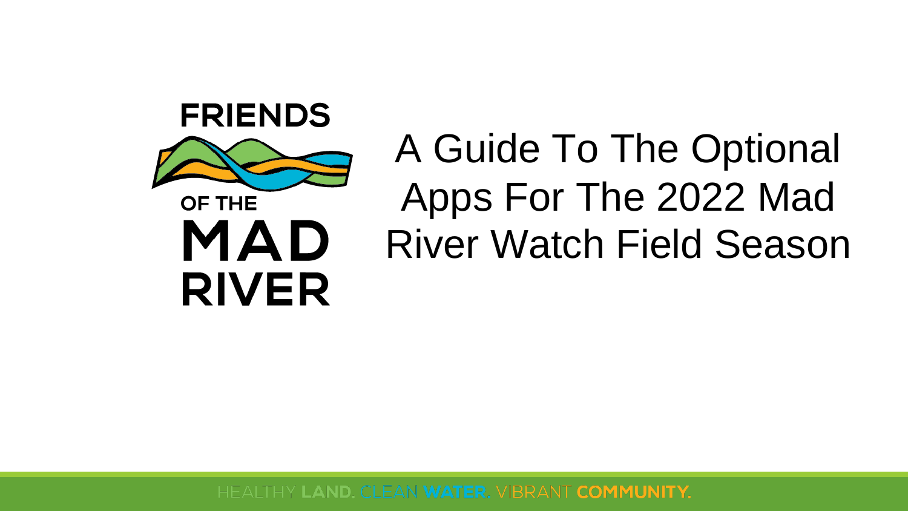FRIENDS OF THE MAD RIVER

# A Guide To The Optional Apps For The 2022 Mad River Watch Field Season

HEALTHY **LAND.** CLEAN **WATER.** VIBRANT **COMMUNITY.**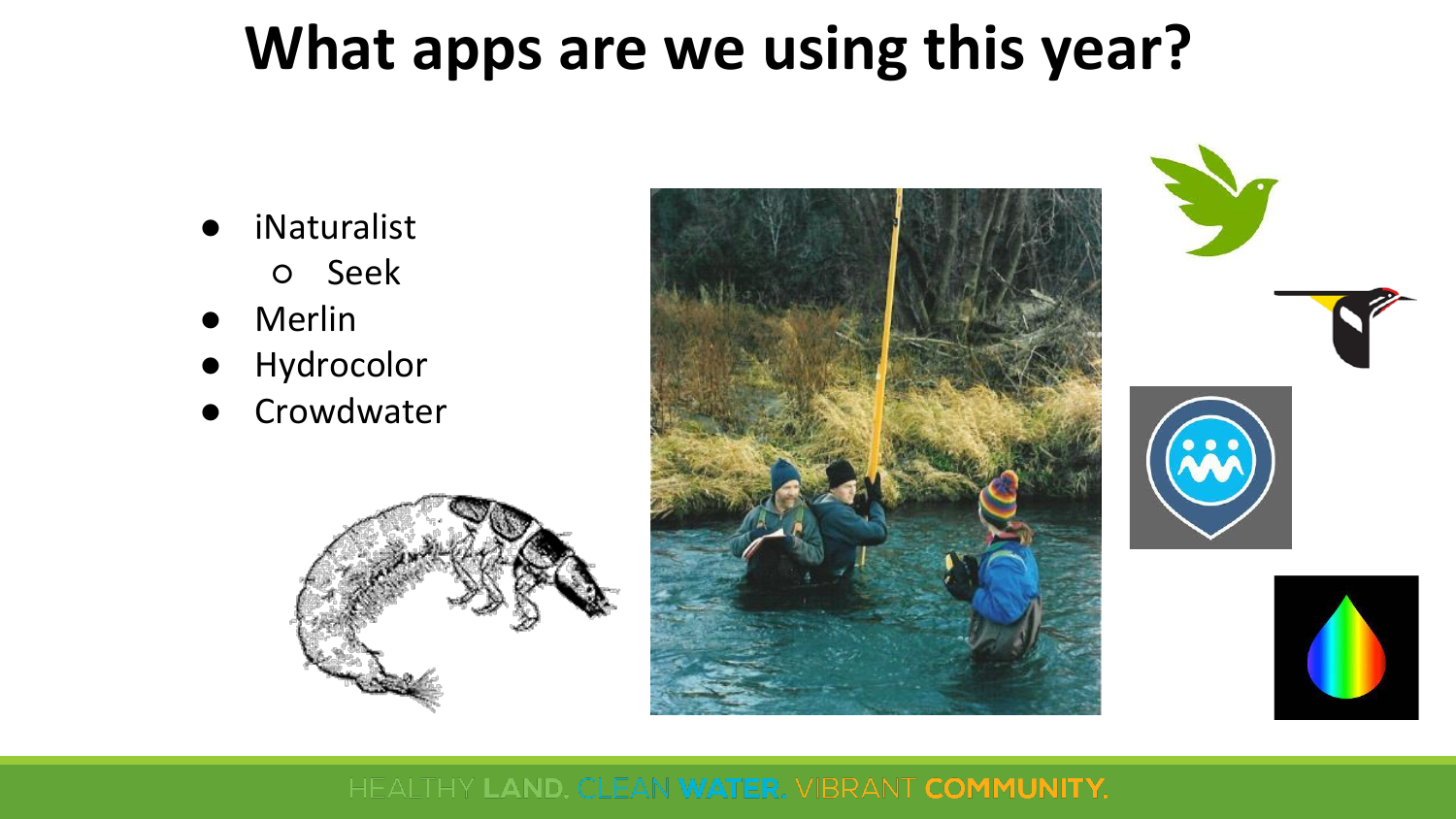# What apps are we using this year?

- iNaturalist
  - Seek
- Merlin
- Hydrocolor
- Crowdwater

HEALTHY LAND. CLEAN WATER. VIBRANT COMMUNITY.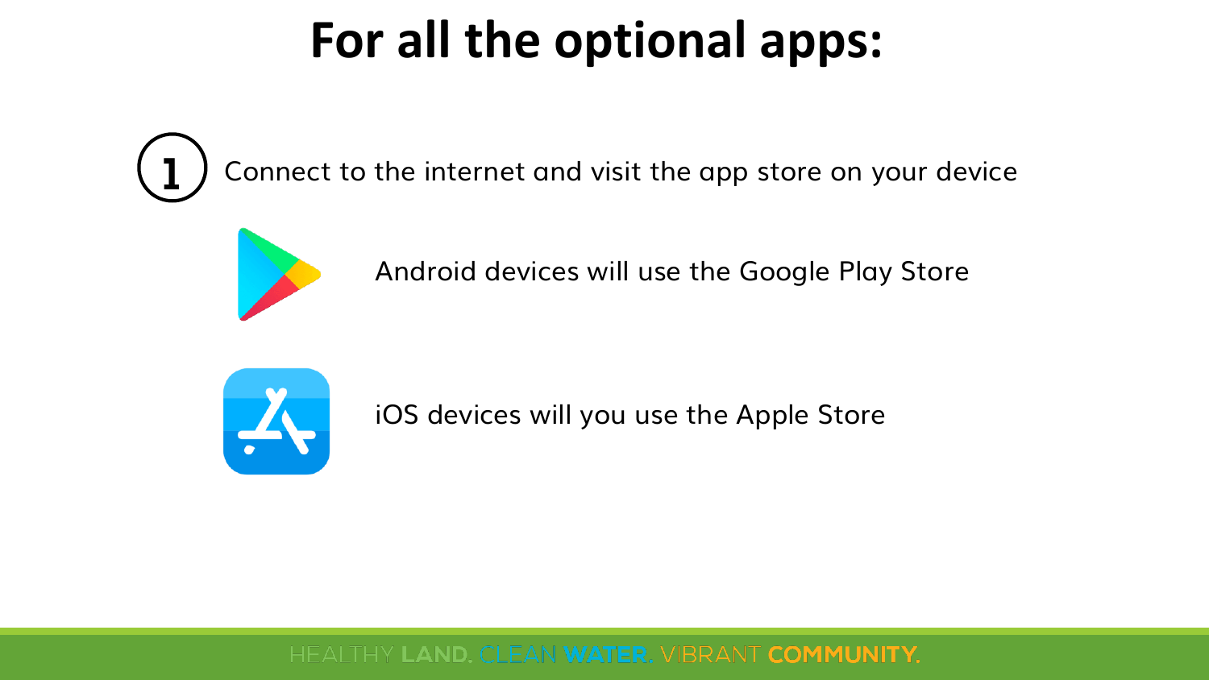# For all the optional apps:

1. Connect to the internet and visit the app store on your device

   Android devices will use the Google Play Store

   iOS devices will you use the Apple Store

HEALTHY **LAND.** CLEAN **WATER.** VIBRANT **COMMUNITY.**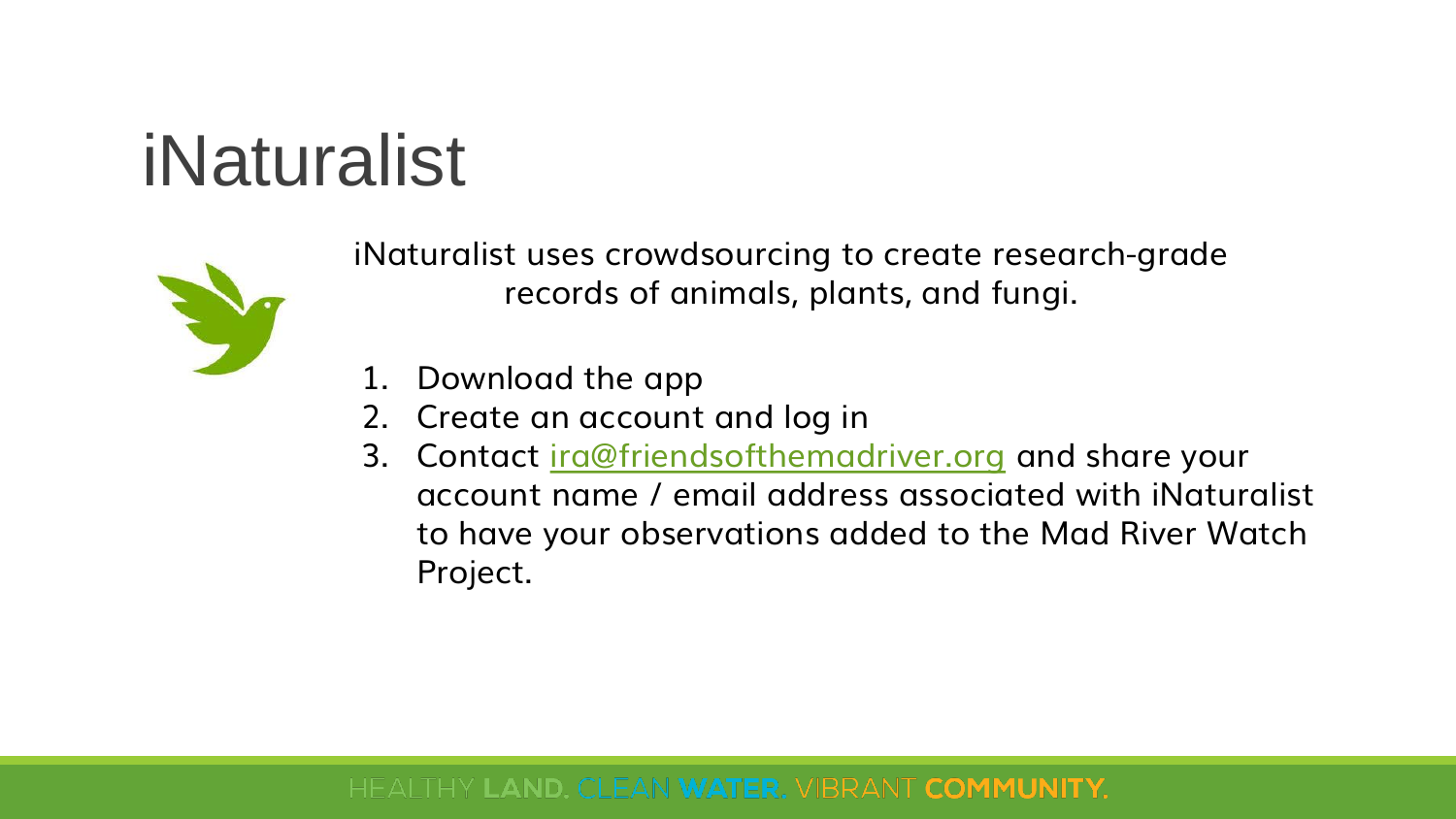# iNaturalist

iNaturalist uses crowdsourcing to create research-grade records of animals, plants, and fungi.

1. Download the app
2. Create an account and log in
3. Contact ira@friendsofthemadriver.org and share your account name / email address associated with iNaturalist to have your observations added to the Mad River Watch Project.

HEALTHY **LAND.** CLEAN **WATER.** VIBRANT **COMMUNITY.**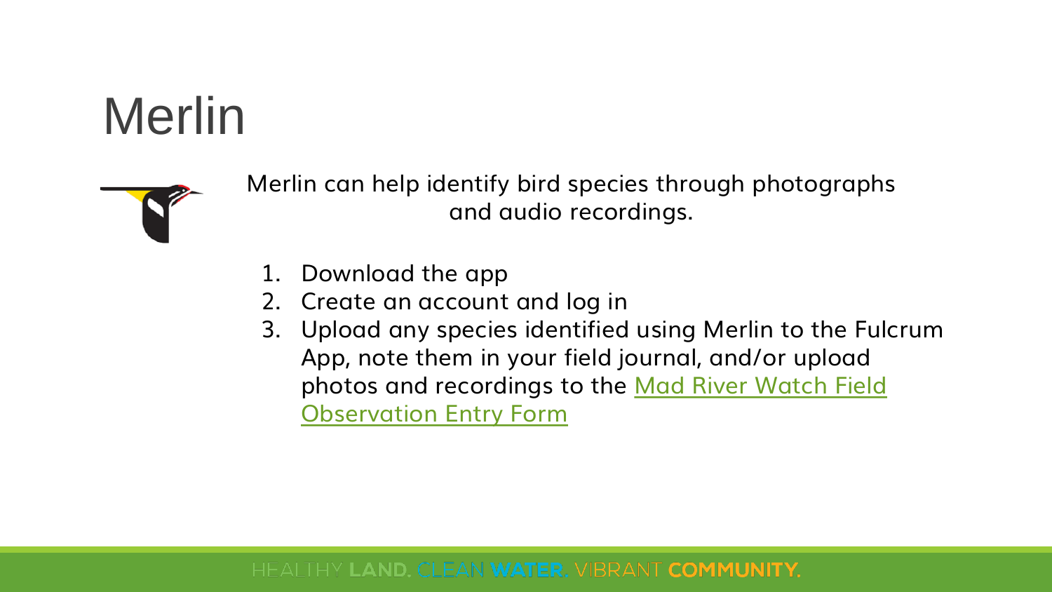# Merlin

Merlin can help identify bird species through photographs and audio recordings.

1. Download the app
2. Create an account and log in
3. Upload any species identified using Merlin to the Fulcrum App, note them in your field journal, and/or upload photos and recordings to the Mad River Watch Field Observation Entry Form

HEALTHY **LAND.** CLEAN **WATER.** VIBRANT **COMMUNITY.**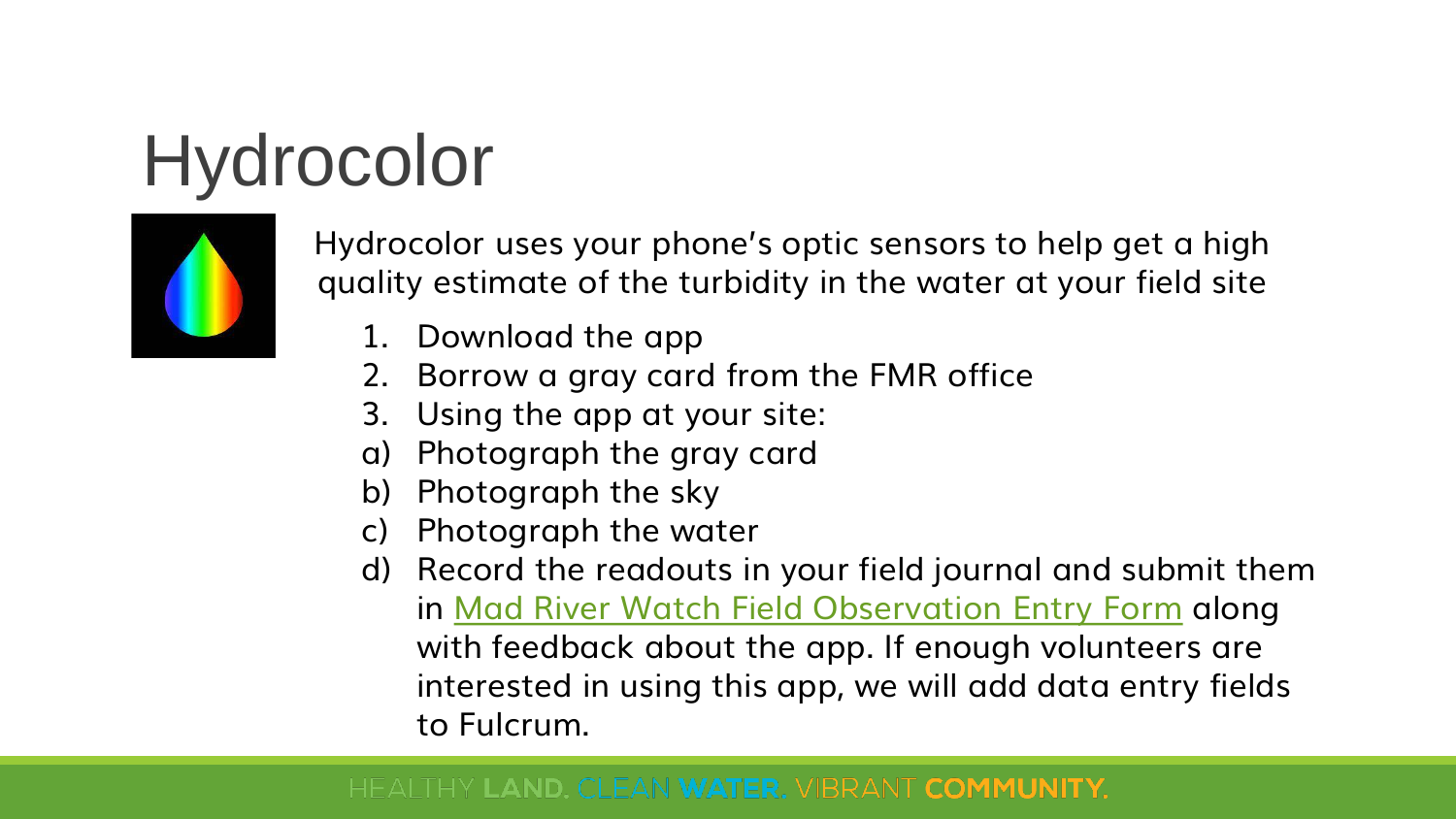# Hydrocolor

Hydrocolor uses your phone's optic sensors to help get a high quality estimate of the turbidity in the water at your field site

1. Download the app
2. Borrow a gray card from the FMR office
3. Using the app at your site:

a) Photograph the gray card
b) Photograph the sky
c) Photograph the water
d) Record the readouts in your field journal and submit them in Mad River Watch Field Observation Entry Form along with feedback about the app. If enough volunteers are interested in using this app, we will add data entry fields to Fulcrum.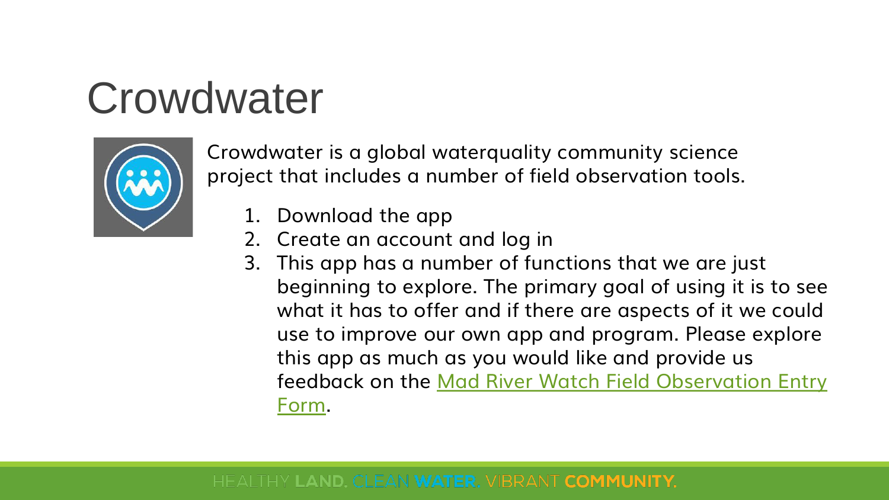# Crowdwater

Crowdwater is a global waterquality community science project that includes a number of field observation tools.

1. Download the app
2. Create an account and log in
3. This app has a number of functions that we are just beginning to explore. The primary goal of using it is to see what it has to offer and if there are aspects of it we could use to improve our own app and program. Please explore this app as much as you would like and provide us feedback on the Mad River Watch Field Observation Entry Form.

HEALTHY LAND. CLEAN WATER. VIBRANT COMMUNITY.